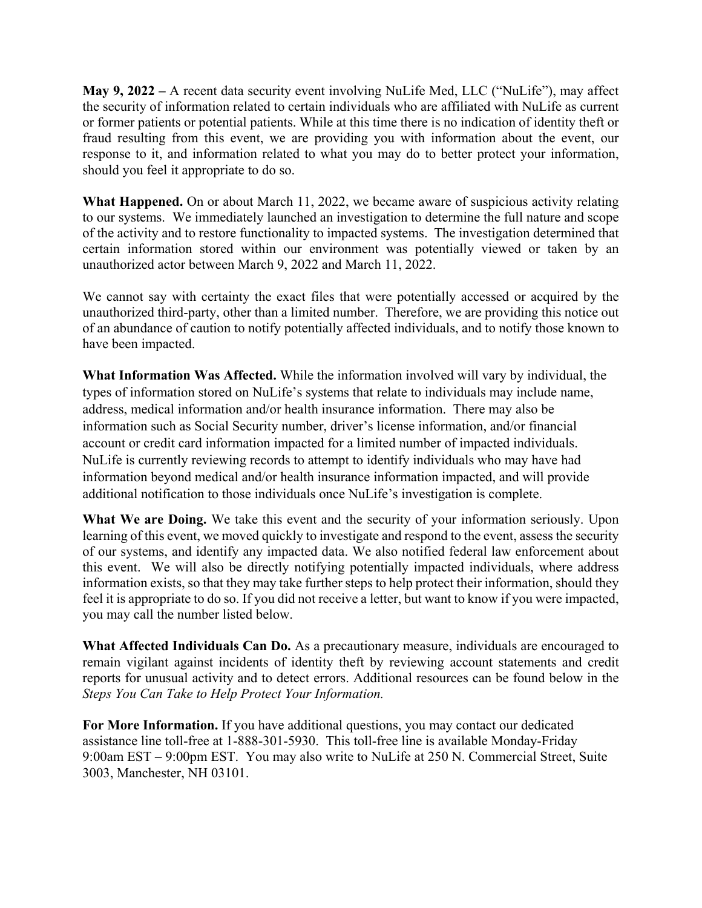**May 9, 2022 –** A recent data security event involving NuLife Med, LLC ("NuLife"), may affect the security of information related to certain individuals who are affiliated with NuLife as current or former patients or potential patients. While at this time there is no indication of identity theft or fraud resulting from this event, we are providing you with information about the event, our response to it, and information related to what you may do to better protect your information, should you feel it appropriate to do so.

**What Happened.** On or about March 11, 2022, we became aware of suspicious activity relating to our systems. We immediately launched an investigation to determine the full nature and scope of the activity and to restore functionality to impacted systems. The investigation determined that certain information stored within our environment was potentially viewed or taken by an unauthorized actor between March 9, 2022 and March 11, 2022.

We cannot say with certainty the exact files that were potentially accessed or acquired by the unauthorized third-party, other than a limited number. Therefore, we are providing this notice out of an abundance of caution to notify potentially affected individuals, and to notify those known to have been impacted.

**What Information Was Affected.** While the information involved will vary by individual, the types of information stored on NuLife's systems that relate to individuals may include name, address, medical information and/or health insurance information. There may also be information such as Social Security number, driver's license information, and/or financial account or credit card information impacted for a limited number of impacted individuals. NuLife is currently reviewing records to attempt to identify individuals who may have had information beyond medical and/or health insurance information impacted, and will provide additional notification to those individuals once NuLife's investigation is complete.

**What We are Doing.** We take this event and the security of your information seriously. Upon learning of this event, we moved quickly to investigate and respond to the event, assess the security of our systems, and identify any impacted data. We also notified federal law enforcement about this event. We will also be directly notifying potentially impacted individuals, where address information exists, so that they may take further steps to help protect their information, should they feel it is appropriate to do so. If you did not receive a letter, but want to know if you were impacted, you may call the number listed below.

**What Affected Individuals Can Do.** As a precautionary measure, individuals are encouraged to remain vigilant against incidents of identity theft by reviewing account statements and credit reports for unusual activity and to detect errors. Additional resources can be found below in the *Steps You Can Take to Help Protect Your Information.*

**For More Information.** If you have additional questions, you may contact our dedicated assistance line toll-free at 1-888-301-5930. This toll-free line is available Monday-Friday 9:00am EST – 9:00pm EST. You may also write to NuLife at 250 N. Commercial Street, Suite 3003, Manchester, NH 03101.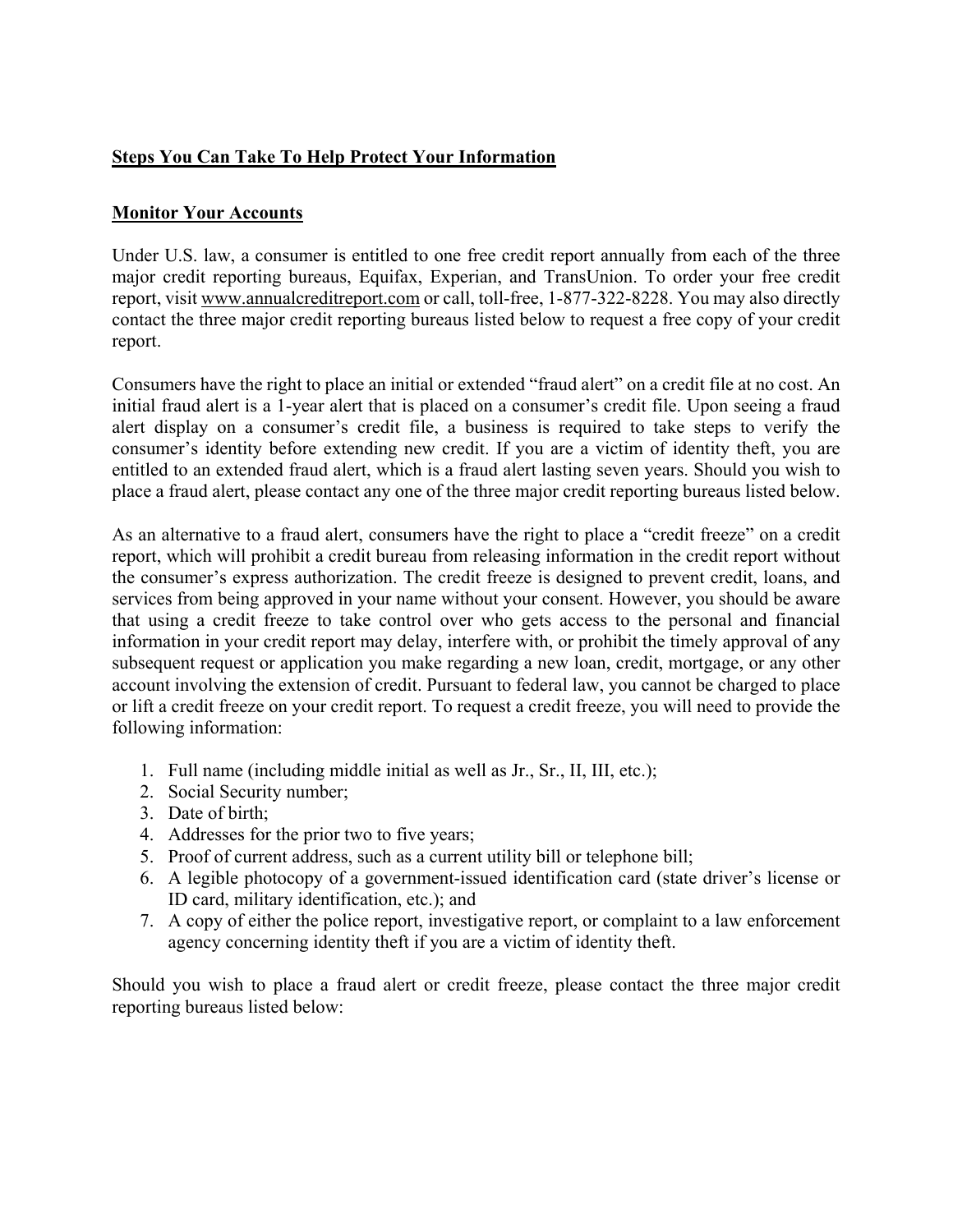**Steps You Can Take To Help Protect Your Information**

**Monitor Your Accounts**

Under U.S. law, a consumer is entitled to one free credit report annually from each of the three major credit reporting bureaus, Equifax, Experian, and TransUnion. To order your free credit report, visit www.annualcreditreport.com or call, toll-free, 1-877-322-8228. You may also directly contact the three major credit reporting bureaus listed below to request a free copy of your credit report.

Consumers have the right to place an initial or extended "fraud alert" on a credit file at no cost. An initial fraud alert is a 1-year alert that is placed on a consumer's credit file. Upon seeing a fraud alert display on a consumer's credit file, a business is required to take steps to verify the consumer's identity before extending new credit. If you are a victim of identity theft, you are entitled to an extended fraud alert, which is a fraud alert lasting seven years. Should you wish to place a fraud alert, please contact any one of the three major credit reporting bureaus listed below.

As an alternative to a fraud alert, consumers have the right to place a "credit freeze" on a credit report, which will prohibit a credit bureau from releasing information in the credit report without the consumer's express authorization. The credit freeze is designed to prevent credit, loans, and services from being approved in your name without your consent. However, you should be aware that using a credit freeze to take control over who gets access to the personal and financial information in your credit report may delay, interfere with, or prohibit the timely approval of any subsequent request or application you make regarding a new loan, credit, mortgage, or any other account involving the extension of credit. Pursuant to federal law, you cannot be charged to place or lift a credit freeze on your credit report. To request a credit freeze, you will need to provide the following information:

1. Full name (including middle initial as well as Jr., Sr., II, III, etc.);
2. Social Security number;
3. Date of birth;
4. Addresses for the prior two to five years;
5. Proof of current address, such as a current utility bill or telephone bill;
6. A legible photocopy of a government-issued identification card (state driver's license or ID card, military identification, etc.); and
7. A copy of either the police report, investigative report, or complaint to a law enforcement agency concerning identity theft if you are a victim of identity theft.

Should you wish to place a fraud alert or credit freeze, please contact the three major credit reporting bureaus listed below: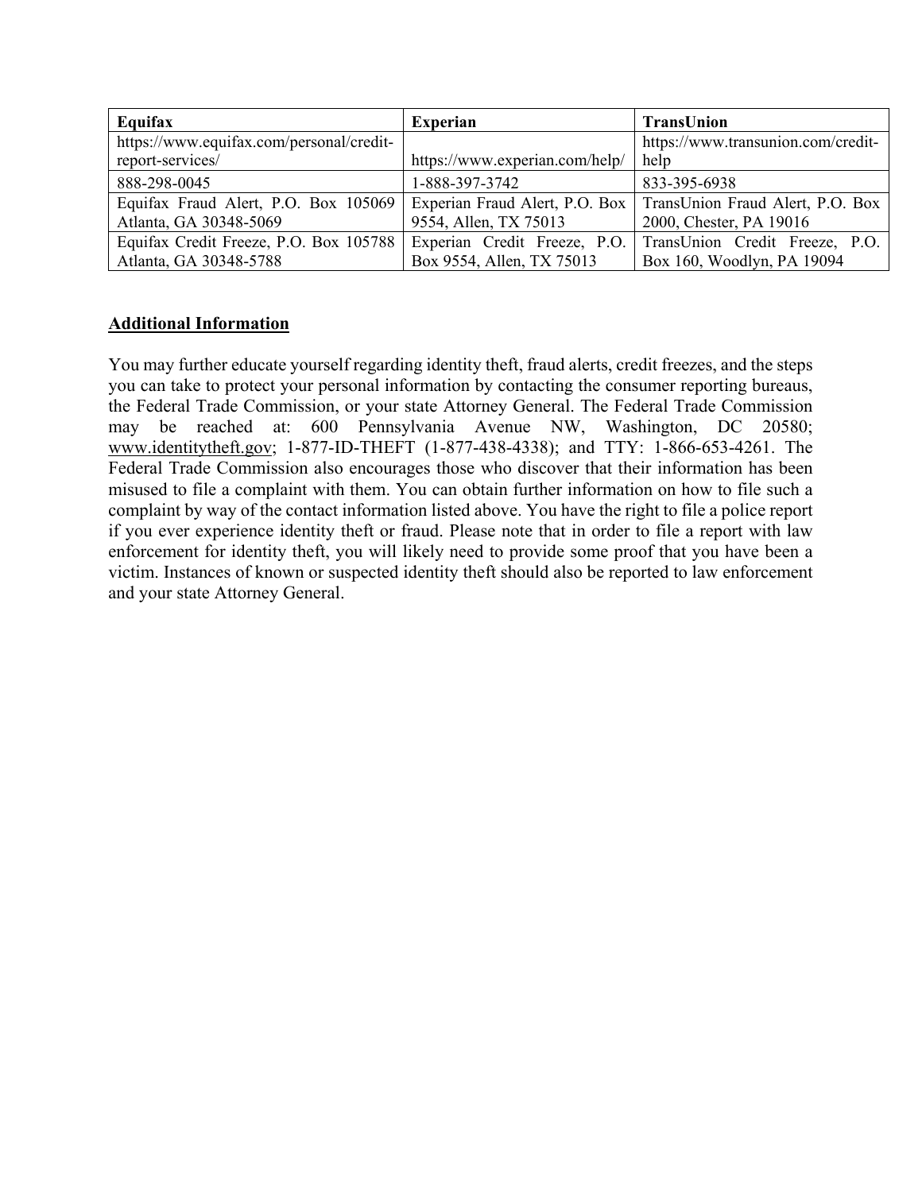| Equifax | Experian | TransUnion |
| --- | --- | --- |
| https://www.equifax.com/personal/credit-report-services/ | https://www.experian.com/help/ | https://www.transunion.com/credit-help |
| 888-298-0045 | 1-888-397-3742 | 833-395-6938 |
| Equifax Fraud Alert, P.O. Box 105069 Atlanta, GA 30348-5069 | Experian Fraud Alert, P.O. Box 9554, Allen, TX 75013 | TransUnion Fraud Alert, P.O. Box 2000, Chester, PA 19016 |
| Equifax Credit Freeze, P.O. Box 105788 Atlanta, GA 30348-5788 | Experian Credit Freeze, P.O. Box 9554, Allen, TX 75013 | TransUnion Credit Freeze, P.O. Box 160, Woodlyn, PA 19094 |

**Additional Information**

You may further educate yourself regarding identity theft, fraud alerts, credit freezes, and the steps you can take to protect your personal information by contacting the consumer reporting bureaus, the Federal Trade Commission, or your state Attorney General. The Federal Trade Commission may be reached at: 600 Pennsylvania Avenue NW, Washington, DC 20580; www.identitytheft.gov; 1-877-ID-THEFT (1-877-438-4338); and TTY: 1-866-653-4261. The Federal Trade Commission also encourages those who discover that their information has been misused to file a complaint with them. You can obtain further information on how to file such a complaint by way of the contact information listed above. You have the right to file a police report if you ever experience identity theft or fraud. Please note that in order to file a report with law enforcement for identity theft, you will likely need to provide some proof that you have been a victim. Instances of known or suspected identity theft should also be reported to law enforcement and your state Attorney General.